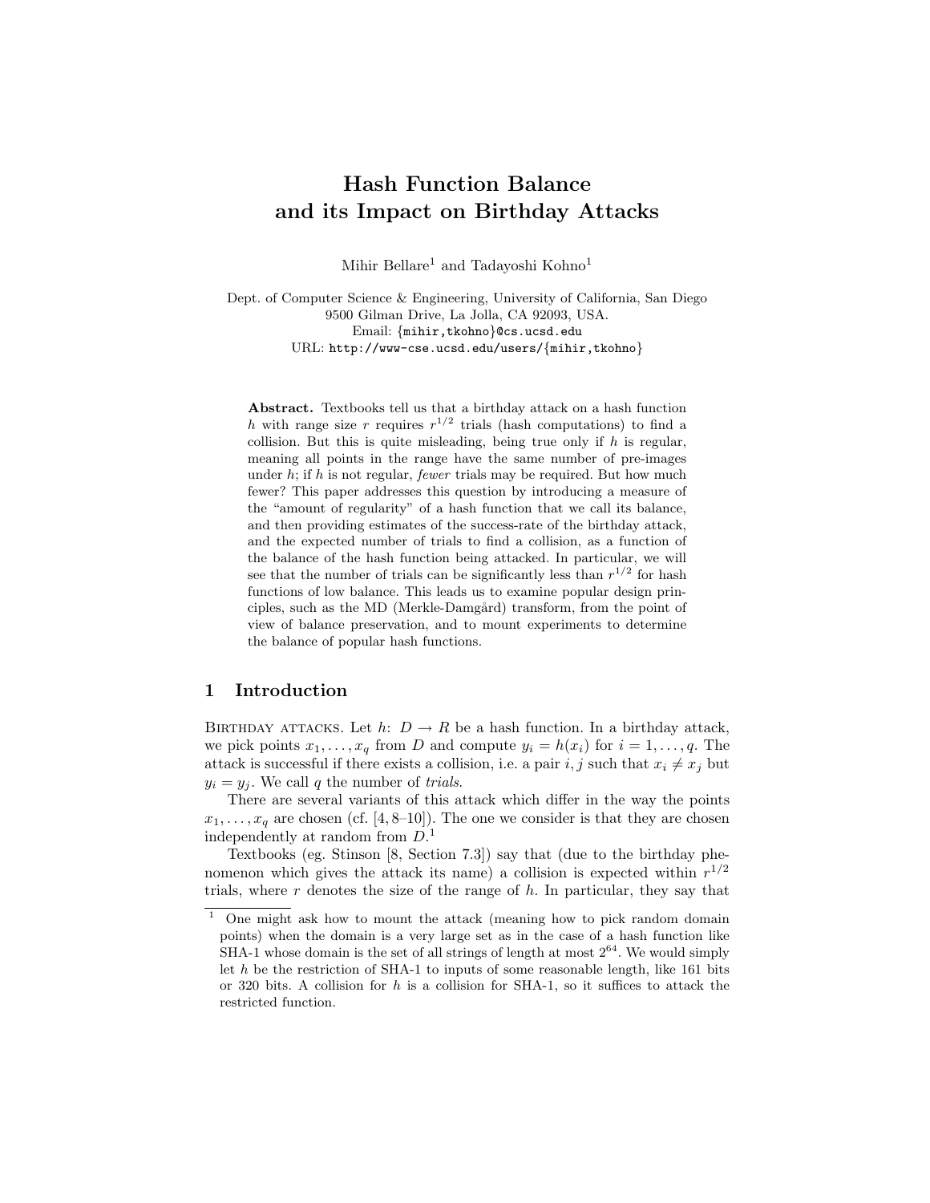# Hash Function Balance and its Impact on Birthday Attacks

Mihir Bellare[1] and Tadayoshi Kohno[1]

Dept. of Computer Science & Engineering, University of California, San Diego
9500 Gilman Drive, La Jolla, CA 92093, USA.
Email: {mihir,tkohno}@cs.ucsd.edu
URL: http://www-cse.ucsd.edu/users/{mihir,tkohno}

**Abstract.** Textbooks tell us that a birthday attack on a hash function $h$ with range size $r$ requires $r^{1/2}$ trials (hash computations) to find a collision. But this is quite misleading, being true only if $h$ is regular, meaning all points in the range have the same number of pre-images under $h$; if $h$ is not regular, *fewer* trials may be required. But how much fewer? This paper addresses this question by introducing a measure of the "amount of regularity" of a hash function that we call its balance, and then providing estimates of the success-rate of the birthday attack, and the expected number of trials to find a collision, as a function of the balance of the hash function being attacked. In particular, we will see that the number of trials can be significantly less than $r^{1/2}$ for hash functions of low balance. This leads us to examine popular design principles, such as the MD (Merkle-Damgård) transform, from the point of view of balance preservation, and to mount experiments to determine the balance of popular hash functions.

## 1 Introduction

Birthday attacks. Let $h\colon D \rightarrow R$ be a hash function. In a birthday attack, we pick points $x_1, \ldots, x_q$ from $D$ and compute $y_i = h(x_i)$ for $i = 1, \ldots, q$. The attack is successful if there exists a collision, i.e. a pair $i, j$ such that $x_i \neq x_j$ but $y_i = y_j$. We call $q$ the number of *trials*.

There are several variants of this attack which differ in the way the points $x_1, \ldots, x_q$ are chosen (cf. [4, 8–10]). The one we consider is that they are chosen independently at random from $D$.[1]

Textbooks (eg. Stinson [8, Section 7.3]) say that (due to the birthday phenomenon which gives the attack its name) a collision is expected within $r^{1/2}$ trials, where $r$ denotes the size of the range of $h$. In particular, they say that

[1] One might ask how to mount the attack (meaning how to pick random domain points) when the domain is a very large set as in the case of a hash function like SHA-1 whose domain is the set of all strings of length at most $2^{64}$. We would simply let $h$ be the restriction of SHA-1 to inputs of some reasonable length, like 161 bits or 320 bits. A collision for $h$ is a collision for SHA-1, so it suffices to attack the restricted function.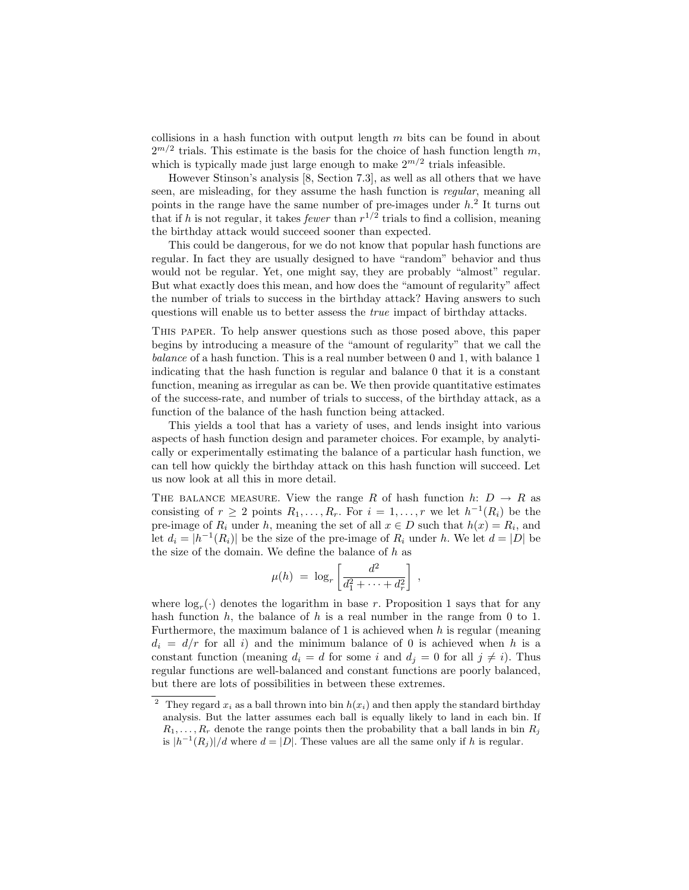collisions in a hash function with output length $m$ bits can be found in about $2^{m/2}$ trials. This estimate is the basis for the choice of hash function length $m$, which is typically made just large enough to make $2^{m/2}$ trials infeasible.

However Stinson's analysis [8, Section 7.3], as well as all others that we have seen, are misleading, for they assume the hash function is *regular*, meaning all points in the range have the same number of pre-images under $h$.[2] It turns out that if $h$ is not regular, it takes *fewer* than $r^{1/2}$ trials to find a collision, meaning the birthday attack would succeed sooner than expected.

This could be dangerous, for we do not know that popular hash functions are regular. In fact they are usually designed to have "random" behavior and thus would not be regular. Yet, one might say, they are probably "almost" regular. But what exactly does this mean, and how does the "amount of regularity" affect the number of trials to success in the birthday attack? Having answers to such questions will enable us to better assess the *true* impact of birthday attacks.

THIS PAPER. To help answer questions such as those posed above, this paper begins by introducing a measure of the "amount of regularity" that we call the *balance* of a hash function. This is a real number between 0 and 1, with balance 1 indicating that the hash function is regular and balance 0 that it is a constant function, meaning as irregular as can be. We then provide quantitative estimates of the success-rate, and number of trials to success, of the birthday attack, as a function of the balance of the hash function being attacked.

This yields a tool that has a variety of uses, and lends insight into various aspects of hash function design and parameter choices. For example, by analytically or experimentally estimating the balance of a particular hash function, we can tell how quickly the birthday attack on this hash function will succeed. Let us now look at all this in more detail.

THE BALANCE MEASURE. View the range $R$ of hash function $h\colon D \to R$ as consisting of $r \geq 2$ points $R_1, \ldots, R_r$. For $i = 1, \ldots, r$ we let $h^{-1}(R_i)$ be the pre-image of $R_i$ under $h$, meaning the set of all $x \in D$ such that $h(x) = R_i$, and let $d_i = |h^{-1}(R_i)|$ be the size of the pre-image of $R_i$ under $h$. We let $d = |D|$ be the size of the domain. We define the balance of $h$ as

$$\mu(h) \;=\; \log_r \left[ \frac{d^2}{d_1^2 + \cdots + d_r^2} \right] \;,$$

where $\log_r(\cdot)$ denotes the logarithm in base $r$. Proposition 1 says that for any hash function $h$, the balance of $h$ is a real number in the range from 0 to 1. Furthermore, the maximum balance of 1 is achieved when $h$ is regular (meaning $d_i = d/r$ for all $i$) and the minimum balance of 0 is achieved when $h$ is a constant function (meaning $d_i = d$ for some $i$ and $d_j = 0$ for all $j \neq i$). Thus regular functions are well-balanced and constant functions are poorly balanced, but there are lots of possibilities in between these extremes.

---

[2] They regard $x_i$ as a ball thrown into bin $h(x_i)$ and then apply the standard birthday analysis. But the latter assumes each ball is equally likely to land in each bin. If $R_1, \ldots, R_r$ denote the range points then the probability that a ball lands in bin $R_j$ is $|h^{-1}(R_j)|/d$ where $d = |D|$. These values are all the same only if $h$ is regular.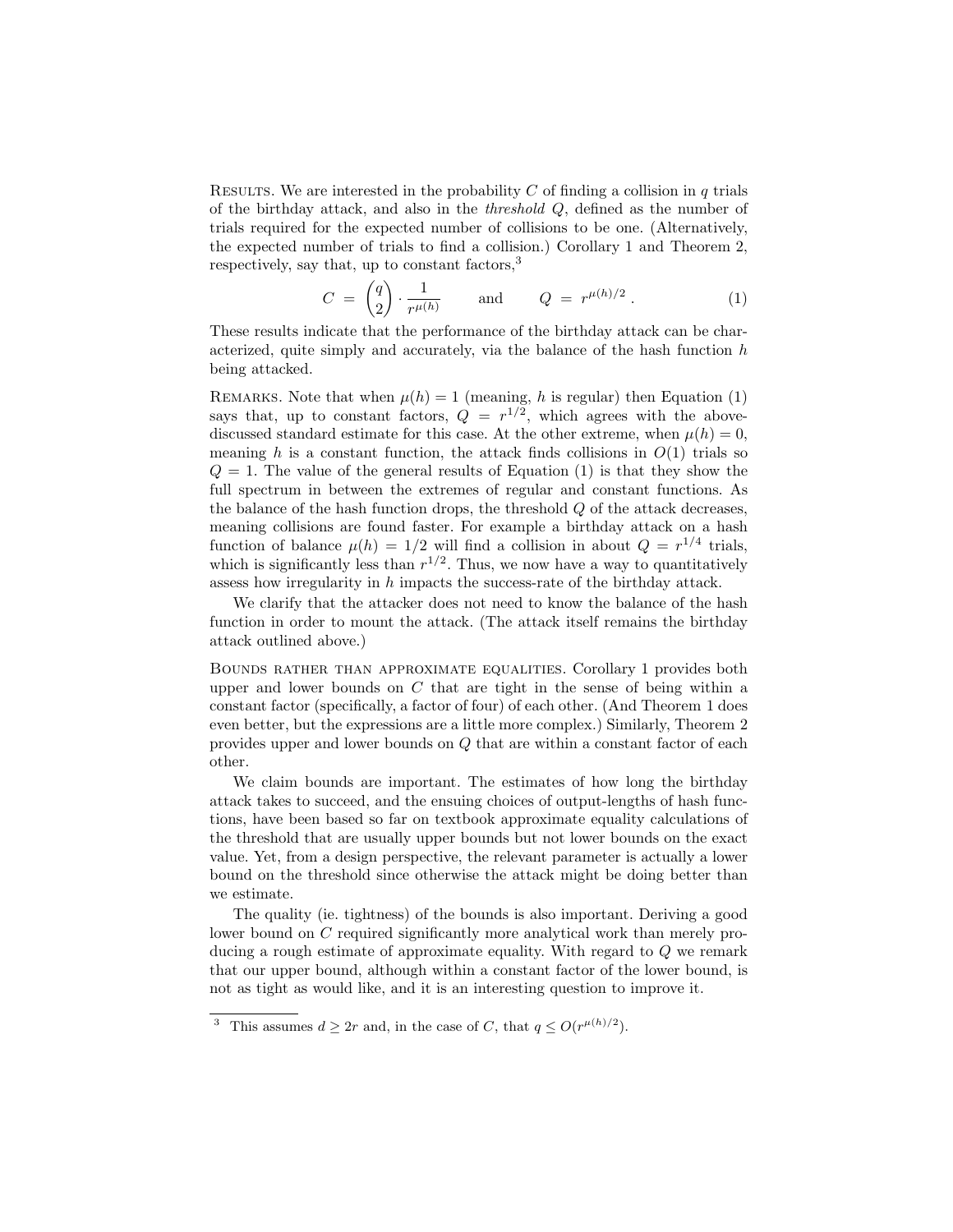**Results.** We are interested in the probability $C$ of finding a collision in $q$ trials of the birthday attack, and also in the *threshold* $Q$, defined as the number of trials required for the expected number of collisions to be one. (Alternatively, the expected number of trials to find a collision.) Corollary 1 and Theorem 2, respectively, say that, up to constant factors,[3]

$$C = \binom{q}{2} \cdot \frac{1}{r^{\mu(h)}} \qquad \text{and} \qquad Q = r^{\mu(h)/2} . \tag{1}$$

These results indicate that the performance of the birthday attack can be characterized, quite simply and accurately, via the balance of the hash function $h$ being attacked.

**Remarks.** Note that when $\mu(h) = 1$ (meaning, $h$ is regular) then Equation (1) says that, up to constant factors, $Q = r^{1/2}$, which agrees with the above-discussed standard estimate for this case. At the other extreme, when $\mu(h) = 0$, meaning $h$ is a constant function, the attack finds collisions in $O(1)$ trials so $Q = 1$. The value of the general results of Equation (1) is that they show the full spectrum in between the extremes of regular and constant functions. As the balance of the hash function drops, the threshold $Q$ of the attack decreases, meaning collisions are found faster. For example a birthday attack on a hash function of balance $\mu(h) = 1/2$ will find a collision in about $Q = r^{1/4}$ trials, which is significantly less than $r^{1/2}$. Thus, we now have a way to quantitatively assess how irregularity in $h$ impacts the success-rate of the birthday attack.

We clarify that the attacker does not need to know the balance of the hash function in order to mount the attack. (The attack itself remains the birthday attack outlined above.)

**Bounds rather than approximate equalities.** Corollary 1 provides both upper and lower bounds on $C$ that are tight in the sense of being within a constant factor (specifically, a factor of four) of each other. (And Theorem 1 does even better, but the expressions are a little more complex.) Similarly, Theorem 2 provides upper and lower bounds on $Q$ that are within a constant factor of each other.

We claim bounds are important. The estimates of how long the birthday attack takes to succeed, and the ensuing choices of output-lengths of hash functions, have been based so far on textbook approximate equality calculations of the threshold that are usually upper bounds but not lower bounds on the exact value. Yet, from a design perspective, the relevant parameter is actually a lower bound on the threshold since otherwise the attack might be doing better than we estimate.

The quality (ie. tightness) of the bounds is also important. Deriving a good lower bound on $C$ required significantly more analytical work than merely producing a rough estimate of approximate equality. With regard to $Q$ we remark that our upper bound, although within a constant factor of the lower bound, is not as tight as would like, and it is an interesting question to improve it.

[3] This assumes $d \geq 2r$ and, in the case of $C$, that $q \leq O(r^{\mu(h)/2})$.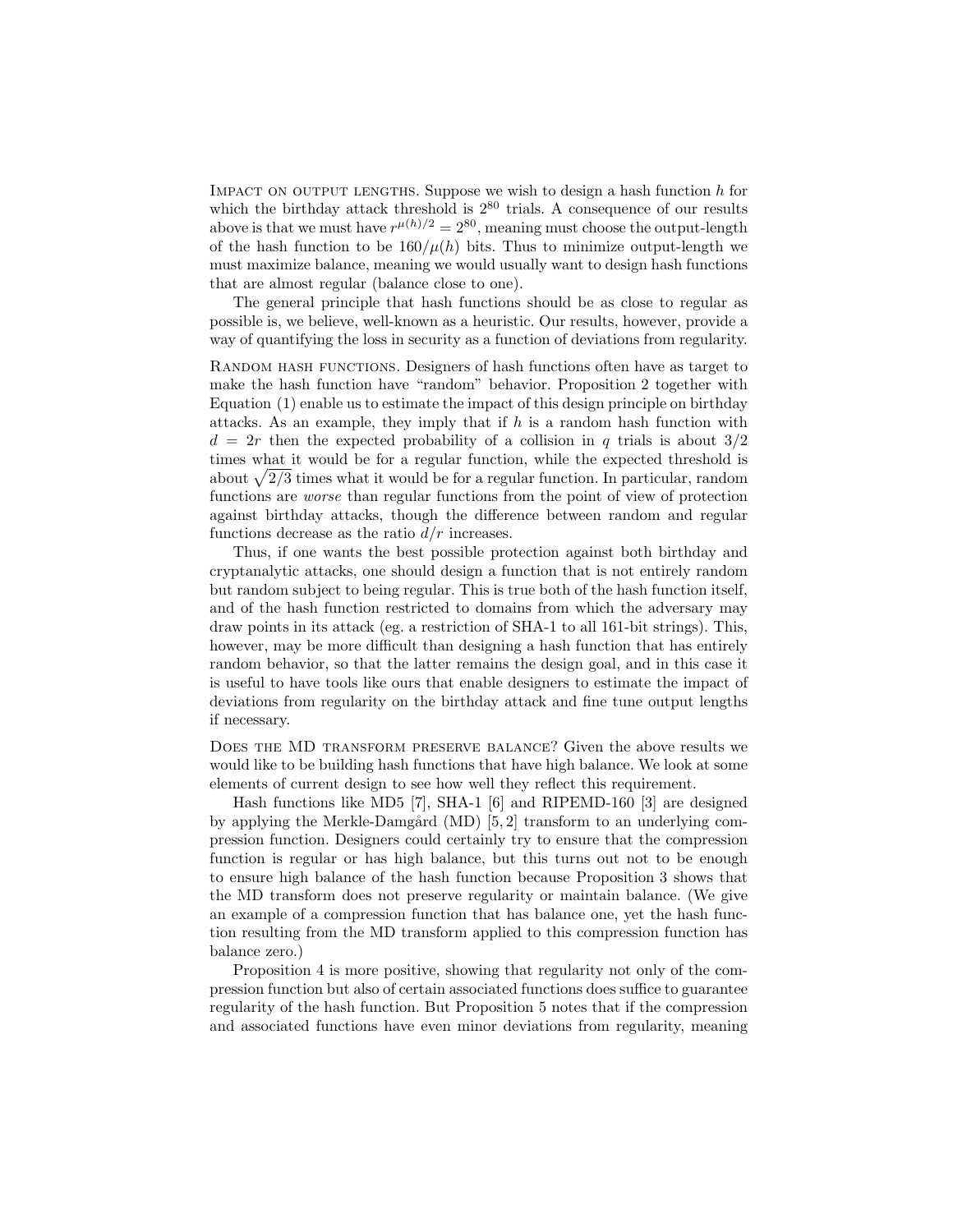**Impact on output lengths.** Suppose we wish to design a hash function $h$ for which the birthday attack threshold is $2^{80}$ trials. A consequence of our results above is that we must have $r^{\mu(h)/2} = 2^{80}$, meaning must choose the output-length of the hash function to be $160/\mu(h)$ bits. Thus to minimize output-length we must maximize balance, meaning we would usually want to design hash functions that are almost regular (balance close to one).

The general principle that hash functions should be as close to regular as possible is, we believe, well-known as a heuristic. Our results, however, provide a way of quantifying the loss in security as a function of deviations from regularity.

**Random hash functions.** Designers of hash functions often have as target to make the hash function have "random" behavior. Proposition 2 together with Equation (1) enable us to estimate the impact of this design principle on birthday attacks. As an example, they imply that if $h$ is a random hash function with $d = 2r$ then the expected probability of a collision in $q$ trials is about $3/2$ times what it would be for a regular function, while the expected threshold is about $\sqrt{2/3}$ times what it would be for a regular function. In particular, random functions are *worse* than regular functions from the point of view of protection against birthday attacks, though the difference between random and regular functions decrease as the ratio $d/r$ increases.

Thus, if one wants the best possible protection against both birthday and cryptanalytic attacks, one should design a function that is not entirely random but random subject to being regular. This is true both of the hash function itself, and of the hash function restricted to domains from which the adversary may draw points in its attack (eg. a restriction of SHA-1 to all 161-bit strings). This, however, may be more difficult than designing a hash function that has entirely random behavior, so that the latter remains the design goal, and in this case it is useful to have tools like ours that enable designers to estimate the impact of deviations from regularity on the birthday attack and fine tune output lengths if necessary.

**Does the MD transform preserve balance?** Given the above results we would like to be building hash functions that have high balance. We look at some elements of current design to see how well they reflect this requirement.

Hash functions like MD5 [7], SHA-1 [6] and RIPEMD-160 [3] are designed by applying the Merkle-Damgård (MD) [5, 2] transform to an underlying compression function. Designers could certainly try to ensure that the compression function is regular or has high balance, but this turns out not to be enough to ensure high balance of the hash function because Proposition 3 shows that the MD transform does not preserve regularity or maintain balance. (We give an example of a compression function that has balance one, yet the hash function resulting from the MD transform applied to this compression function has balance zero.)

Proposition 4 is more positive, showing that regularity not only of the compression function but also of certain associated functions does suffice to guarantee regularity of the hash function. But Proposition 5 notes that if the compression and associated functions have even minor deviations from regularity, meaning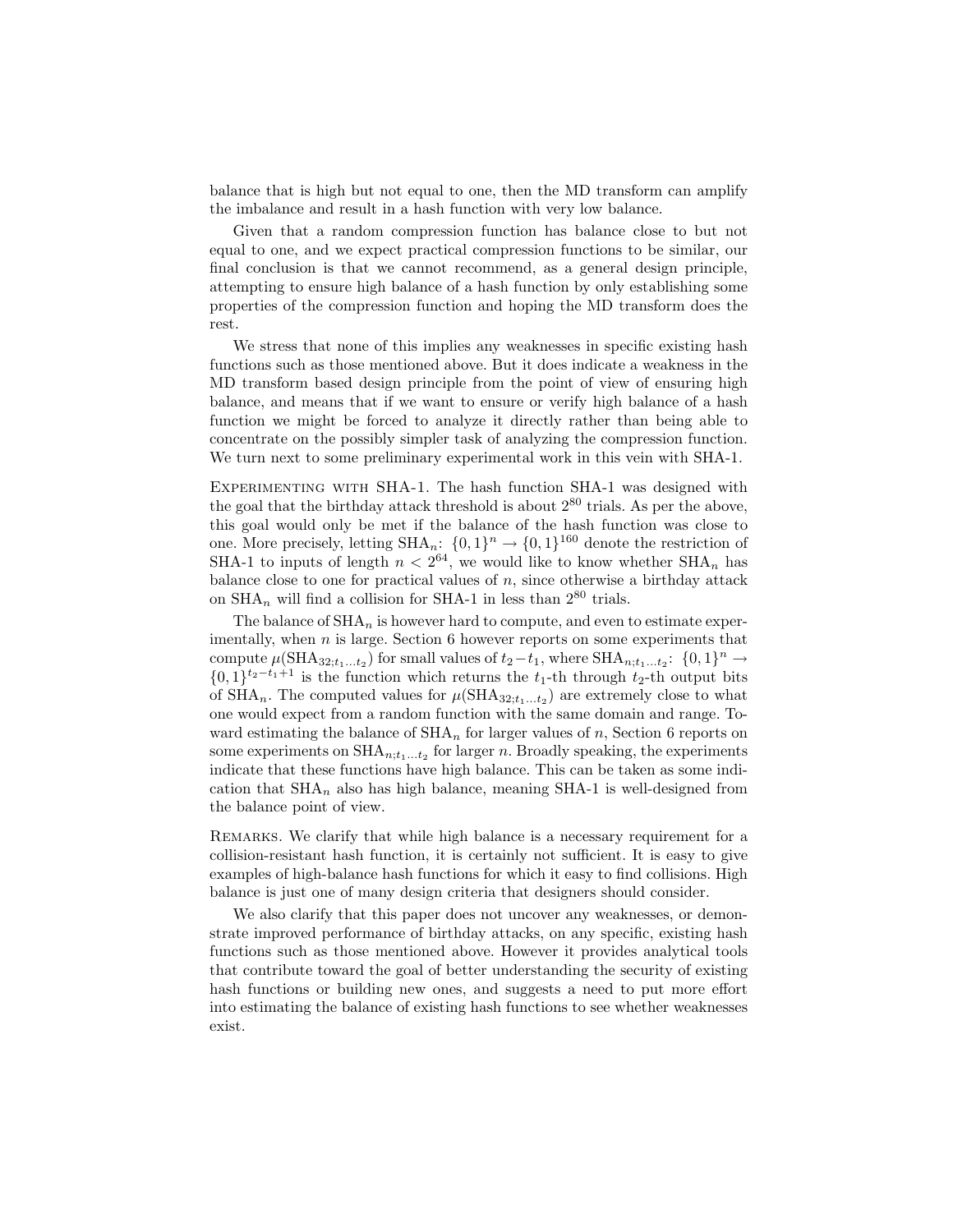balance that is high but not equal to one, then the MD transform can amplify the imbalance and result in a hash function with very low balance.

Given that a random compression function has balance close to but not equal to one, and we expect practical compression functions to be similar, our final conclusion is that we cannot recommend, as a general design principle, attempting to ensure high balance of a hash function by only establishing some properties of the compression function and hoping the MD transform does the rest.

We stress that none of this implies any weaknesses in specific existing hash functions such as those mentioned above. But it does indicate a weakness in the MD transform based design principle from the point of view of ensuring high balance, and means that if we want to ensure or verify high balance of a hash function we might be forced to analyze it directly rather than being able to concentrate on the possibly simpler task of analyzing the compression function. We turn next to some preliminary experimental work in this vein with SHA-1.

Experimenting with SHA-1. The hash function SHA-1 was designed with the goal that the birthday attack threshold is about $2^{80}$ trials. As per the above, this goal would only be met if the balance of the hash function was close to one. More precisely, letting $\mathrm{SHA}_n\colon \{0,1\}^n \to \{0,1\}^{160}$ denote the restriction of SHA-1 to inputs of length $n < 2^{64}$, we would like to know whether $\mathrm{SHA}_n$ has balance close to one for practical values of $n$, since otherwise a birthday attack on $\mathrm{SHA}_n$ will find a collision for SHA-1 in less than $2^{80}$ trials.

The balance of $\mathrm{SHA}_n$ is however hard to compute, and even to estimate experimentally, when $n$ is large. Section 6 however reports on some experiments that compute $\mu(\mathrm{SHA}_{32;t_1\ldots t_2})$ for small values of $t_2 - t_1$, where $\mathrm{SHA}_{n;t_1\ldots t_2}\colon \{0,1\}^n \to \{0,1\}^{t_2-t_1+1}$ is the function which returns the $t_1$-th through $t_2$-th output bits of $\mathrm{SHA}_n$. The computed values for $\mu(\mathrm{SHA}_{32;t_1\ldots t_2})$ are extremely close to what one would expect from a random function with the same domain and range. Toward estimating the balance of $\mathrm{SHA}_n$ for larger values of $n$, Section 6 reports on some experiments on $\mathrm{SHA}_{n;t_1\ldots t_2}$ for larger $n$. Broadly speaking, the experiments indicate that these functions have high balance. This can be taken as some indication that $\mathrm{SHA}_n$ also has high balance, meaning SHA-1 is well-designed from the balance point of view.

Remarks. We clarify that while high balance is a necessary requirement for a collision-resistant hash function, it is certainly not sufficient. It is easy to give examples of high-balance hash functions for which it easy to find collisions. High balance is just one of many design criteria that designers should consider.

We also clarify that this paper does not uncover any weaknesses, or demonstrate improved performance of birthday attacks, on any specific, existing hash functions such as those mentioned above. However it provides analytical tools that contribute toward the goal of better understanding the security of existing hash functions or building new ones, and suggests a need to put more effort into estimating the balance of existing hash functions to see whether weaknesses exist.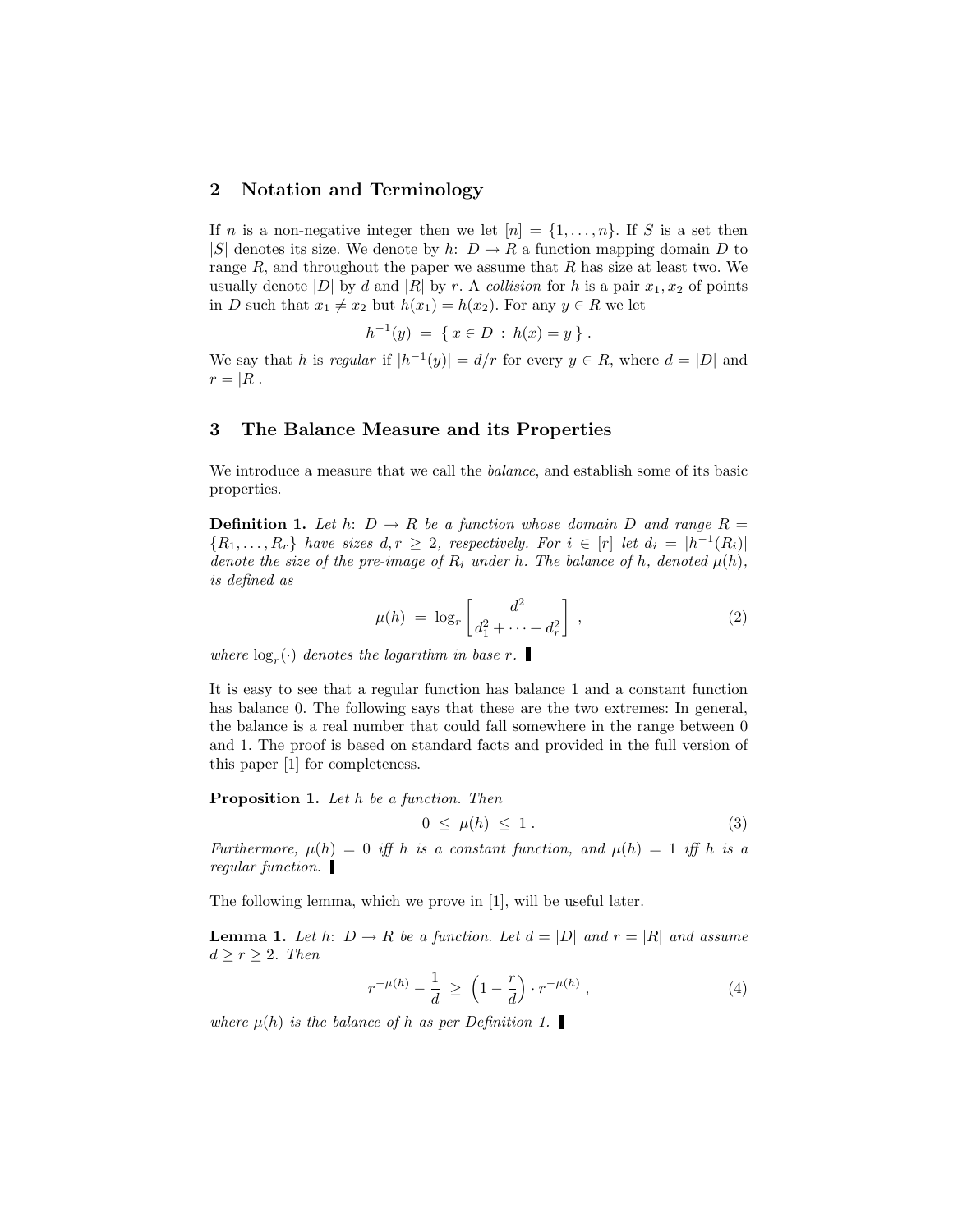## 2 Notation and Terminology

If $n$ is a non-negative integer then we let $[n] = \{1, \ldots, n\}$. If $S$ is a set then $|S|$ denotes its size. We denote by $h\colon D \to R$ a function mapping domain $D$ to range $R$, and throughout the paper we assume that $R$ has size at least two. We usually denote $|D|$ by $d$ and $|R|$ by $r$. A *collision* for $h$ is a pair $x_1, x_2$ of points in $D$ such that $x_1 \neq x_2$ but $h(x_1) = h(x_2)$. For any $y \in R$ we let

$$h^{-1}(y) \;=\; \{\, x \in D \,:\, h(x) = y \,\} \,.$$

We say that $h$ is *regular* if $|h^{-1}(y)| = d/r$ for every $y \in R$, where $d = |D|$ and $r = |R|$.

## 3 The Balance Measure and its Properties

We introduce a measure that we call the *balance*, and establish some of its basic properties.

**Definition 1.** *Let $h\colon D \to R$ be a function whose domain $D$ and range $R = \{R_1, \ldots, R_r\}$ have sizes $d, r \geq 2$, respectively. For $i \in [r]$ let $d_i = |h^{-1}(R_i)|$ denote the size of the pre-image of $R_i$ under $h$. The balance of $h$, denoted $\mu(h)$, is defined as*

$$\mu(h) \;=\; \log_r \left[ \frac{d^2}{d_1^2 + \cdots + d_r^2} \right] \,, \tag{2}$$

*where $\log_r(\cdot)$ denotes the logarithm in base $r$.* ▮

It is easy to see that a regular function has balance 1 and a constant function has balance 0. The following says that these are the two extremes: In general, the balance is a real number that could fall somewhere in the range between 0 and 1. The proof is based on standard facts and provided in the full version of this paper [1] for completeness.

**Proposition 1.** *Let $h$ be a function. Then*

$$0 \;\leq\; \mu(h) \;\leq\; 1 \,. \tag{3}$$

*Furthermore, $\mu(h) = 0$ iff $h$ is a constant function, and $\mu(h) = 1$ iff $h$ is a regular function.* ▮

The following lemma, which we prove in [1], will be useful later.

**Lemma 1.** *Let $h\colon D \to R$ be a function. Let $d = |D|$ and $r = |R|$ and assume $d \geq r \geq 2$. Then*

$$r^{-\mu(h)} - \frac{1}{d} \;\geq\; \left(1 - \frac{r}{d}\right) \cdot r^{-\mu(h)} \,, \tag{4}$$

*where $\mu(h)$ is the balance of $h$ as per Definition 1.* ▮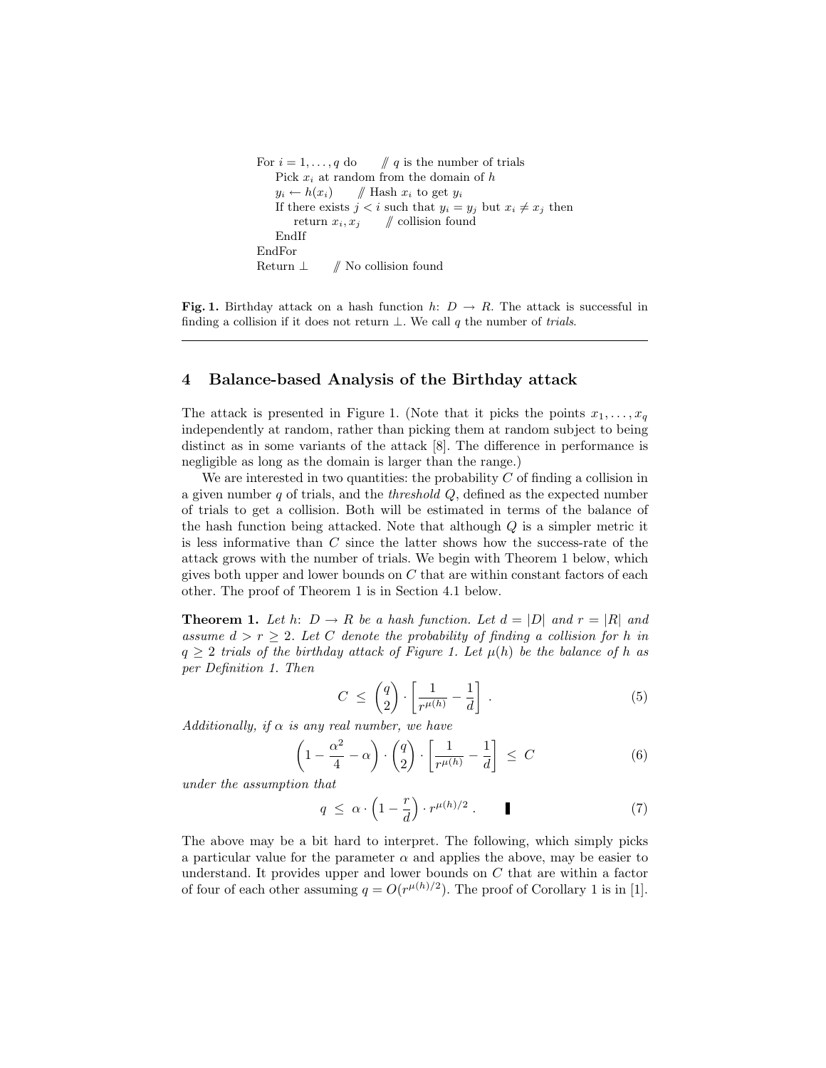```
For i = 1,...,q do      // q is the number of trials
    Pick x_i at random from the domain of h
    y_i ← h(x_i)      // Hash x_i to get y_i
    If there exists j < i such that y_i = y_j but x_i ≠ x_j then
        return x_i, x_j      // collision found
    EndIf
EndFor
Return ⊥      // No collision found
```

**Fig. 1.** Birthday attack on a hash function $h\colon D \to R$. The attack is successful in finding a collision if it does not return $\perp$. We call $q$ the number of *trials*.

## 4 Balance-based Analysis of the Birthday attack

The attack is presented in Figure 1. (Note that it picks the points $x_1, \ldots, x_q$ independently at random, rather than picking them at random subject to being distinct as in some variants of the attack [8]. The difference in performance is negligible as long as the domain is larger than the range.)

We are interested in two quantities: the probability $C$ of finding a collision in a given number $q$ of trials, and the *threshold* $Q$, defined as the expected number of trials to get a collision. Both will be estimated in terms of the balance of the hash function being attacked. Note that although $Q$ is a simpler metric it is less informative than $C$ since the latter shows how the success-rate of the attack grows with the number of trials. We begin with Theorem 1 below, which gives both upper and lower bounds on $C$ that are within constant factors of each other. The proof of Theorem 1 is in Section 4.1 below.

**Theorem 1.** *Let $h\colon D \to R$ be a hash function. Let $d = |D|$ and $r = |R|$ and assume $d > r \geq 2$. Let $C$ denote the probability of finding a collision for $h$ in $q \geq 2$ trials of the birthday attack of Figure 1. Let $\mu(h)$ be the balance of $h$ as per Definition 1. Then*

$$C \;\leq\; \binom{q}{2} \cdot \left[\frac{1}{r^{\mu(h)}} - \frac{1}{d}\right] \; . \tag{5}$$

*Additionally, if $\alpha$ is any real number, we have*

$$\left(1 - \frac{\alpha^2}{4} - \alpha\right) \cdot \binom{q}{2} \cdot \left[\frac{1}{r^{\mu(h)}} - \frac{1}{d}\right] \;\leq\; C \tag{6}$$

*under the assumption that*

$$q \;\leq\; \alpha \cdot \left(1 - \frac{r}{d}\right) \cdot r^{\mu(h)/2} \; . \tag{7}$$

The above may be a bit hard to interpret. The following, which simply picks a particular value for the parameter $\alpha$ and applies the above, may be easier to understand. It provides upper and lower bounds on $C$ that are within a factor of four of each other assuming $q = O(r^{\mu(h)/2})$. The proof of Corollary 1 is in [1].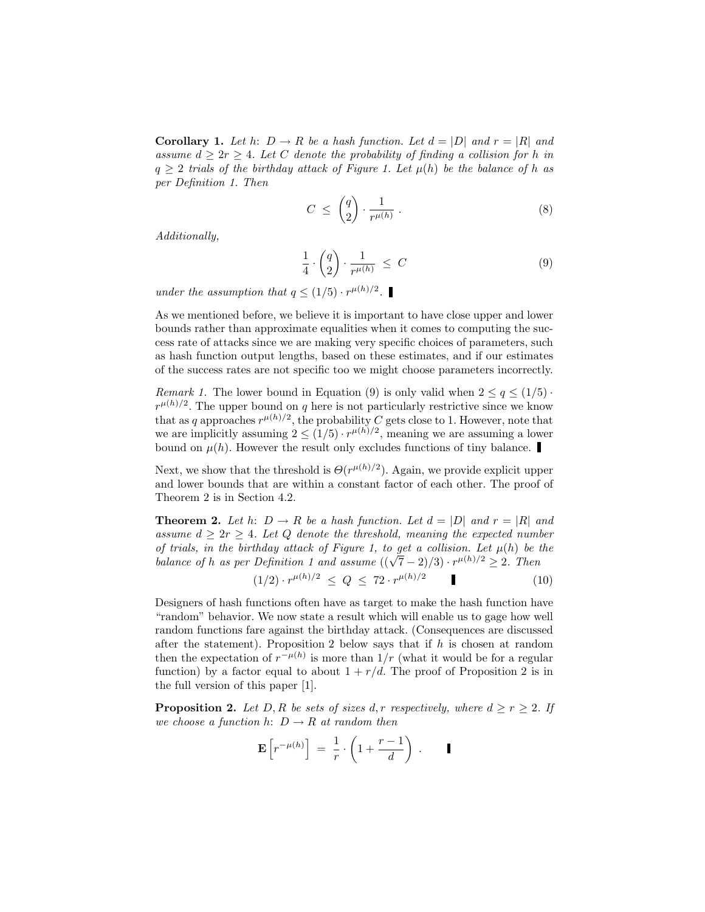**Corollary 1.** *Let $h\colon D \to R$ be a hash function. Let $d = |D|$ and $r = |R|$ and assume $d \geq 2r \geq 4$. Let $C$ denote the probability of finding a collision for $h$ in $q \geq 2$ trials of the birthday attack of Figure 1. Let $\mu(h)$ be the balance of $h$ as per Definition 1. Then*

$$C \ \leq \ \binom{q}{2} \cdot \frac{1}{r^{\mu(h)}} \ . \tag{8}$$

*Additionally,*

$$\frac{1}{4} \cdot \binom{q}{2} \cdot \frac{1}{r^{\mu(h)}} \ \leq \ C \tag{9}$$

*under the assumption that $q \leq (1/5) \cdot r^{\mu(h)/2}$.* ▮

As we mentioned before, we believe it is important to have close upper and lower bounds rather than approximate equalities when it comes to computing the success rate of attacks since we are making very specific choices of parameters, such as hash function output lengths, based on these estimates, and if our estimates of the success rates are not specific too we might choose parameters incorrectly.

*Remark 1.* The lower bound in Equation (9) is only valid when $2 \leq q \leq (1/5) \cdot r^{\mu(h)/2}$. The upper bound on $q$ here is not particularly restrictive since we know that as $q$ approaches $r^{\mu(h)/2}$, the probability $C$ gets close to 1. However, note that we are implicitly assuming $2 \leq (1/5) \cdot r^{\mu(h)/2}$, meaning we are assuming a lower bound on $\mu(h)$. However the result only excludes functions of tiny balance. ▮

Next, we show that the threshold is $\Theta(r^{\mu(h)/2})$. Again, we provide explicit upper and lower bounds that are within a constant factor of each other. The proof of Theorem 2 is in Section 4.2.

**Theorem 2.** *Let $h\colon D \to R$ be a hash function. Let $d = |D|$ and $r = |R|$ and assume $d \geq 2r \geq 4$. Let $Q$ denote the threshold, meaning the expected number of trials, in the birthday attack of Figure 1, to get a collision. Let $\mu(h)$ be the balance of $h$ as per Definition 1 and assume $((\sqrt{7} - 2)/3) \cdot r^{\mu(h)/2} \geq 2$. Then*

$$(1/2) \cdot r^{\mu(h)/2} \ \leq \ Q \ \leq \ 72 \cdot r^{\mu(h)/2} \qquad ▮ \tag{10}$$

Designers of hash functions often have as target to make the hash function have "random" behavior. We now state a result which will enable us to gage how well random functions fare against the birthday attack. (Consequences are discussed after the statement). Proposition 2 below says that if $h$ is chosen at random then the expectation of $r^{-\mu(h)}$ is more than $1/r$ (what it would be for a regular function) by a factor equal to about $1 + r/d$. The proof of Proposition 2 is in the full version of this paper [1].

**Proposition 2.** *Let $D, R$ be sets of sizes $d, r$ respectively, where $d \geq r \geq 2$. If we choose a function $h\colon D \to R$ at random then*

$$\mathbf{E}\left[r^{-\mu(h)}\right] \ = \ \frac{1}{r} \cdot \left(1 + \frac{r-1}{d}\right) \ . \qquad ▮$$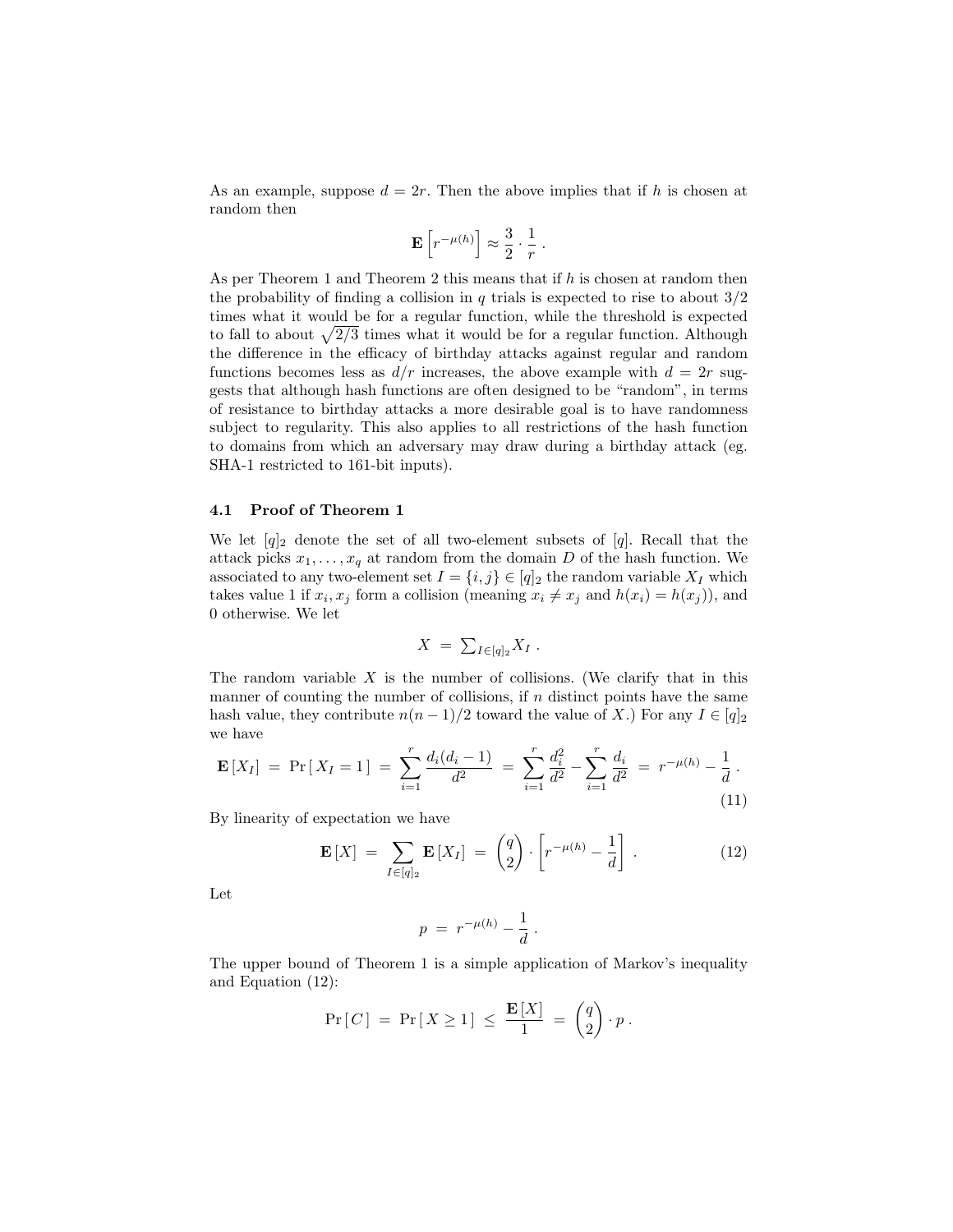As an example, suppose $d = 2r$. Then the above implies that if $h$ is chosen at random then

$$\mathbf{E}\left[r^{-\mu(h)}\right] \approx \frac{3}{2} \cdot \frac{1}{r} .$$

As per Theorem 1 and Theorem 2 this means that if $h$ is chosen at random then the probability of finding a collision in $q$ trials is expected to rise to about $3/2$ times what it would be for a regular function, while the threshold is expected to fall to about $\sqrt{2/3}$ times what it would be for a regular function. Although the difference in the efficacy of birthday attacks against regular and random functions becomes less as $d/r$ increases, the above example with $d = 2r$ suggests that although hash functions are often designed to be "random", in terms of resistance to birthday attacks a more desirable goal is to have randomness subject to regularity. This also applies to all restrictions of the hash function to domains from which an adversary may draw during a birthday attack (eg. SHA-1 restricted to 161-bit inputs).

### 4.1 Proof of Theorem 1

We let $[q]_2$ denote the set of all two-element subsets of $[q]$. Recall that the attack picks $x_1, \ldots, x_q$ at random from the domain $D$ of the hash function. We associated to any two-element set $I = \{i, j\} \in [q]_2$ the random variable $X_I$ which takes value 1 if $x_i, x_j$ form a collision (meaning $x_i \neq x_j$ and $h(x_i) = h(x_j)$), and 0 otherwise. We let

$$X \;=\; \textstyle\sum_{I \in [q]_2} X_I \; .$$

The random variable $X$ is the number of collisions. (We clarify that in this manner of counting the number of collisions, if $n$ distinct points have the same hash value, they contribute $n(n-1)/2$ toward the value of $X$.) For any $I \in [q]_2$ we have

$$\mathbf{E}\left[X_I\right] \;=\; \Pr\left[\, X_I = 1 \,\right] \;=\; \sum_{i=1}^{r} \frac{d_i(d_i-1)}{d^2} \;=\; \sum_{i=1}^{r} \frac{d_i^2}{d^2} - \sum_{i=1}^{r} \frac{d_i}{d^2} \;=\; r^{-\mu(h)} - \frac{1}{d} \; . \tag{11}$$

By linearity of expectation we have

$$\mathbf{E}\left[X\right] \;=\; \sum_{I \in [q]_2} \mathbf{E}\left[X_I\right] \;=\; \binom{q}{2} \cdot \left[r^{-\mu(h)} - \frac{1}{d}\right] \; . \tag{12}$$

Let

$$p \;=\; r^{-\mu(h)} - \frac{1}{d} \, .$$

The upper bound of Theorem 1 is a simple application of Markov's inequality and Equation (12):

$$\Pr\left[\, C \,\right] \;=\; \Pr\left[\, X \geq 1 \,\right] \;\leq\; \frac{\mathbf{E}\left[X\right]}{1} \;=\; \binom{q}{2} \cdot p \, .$$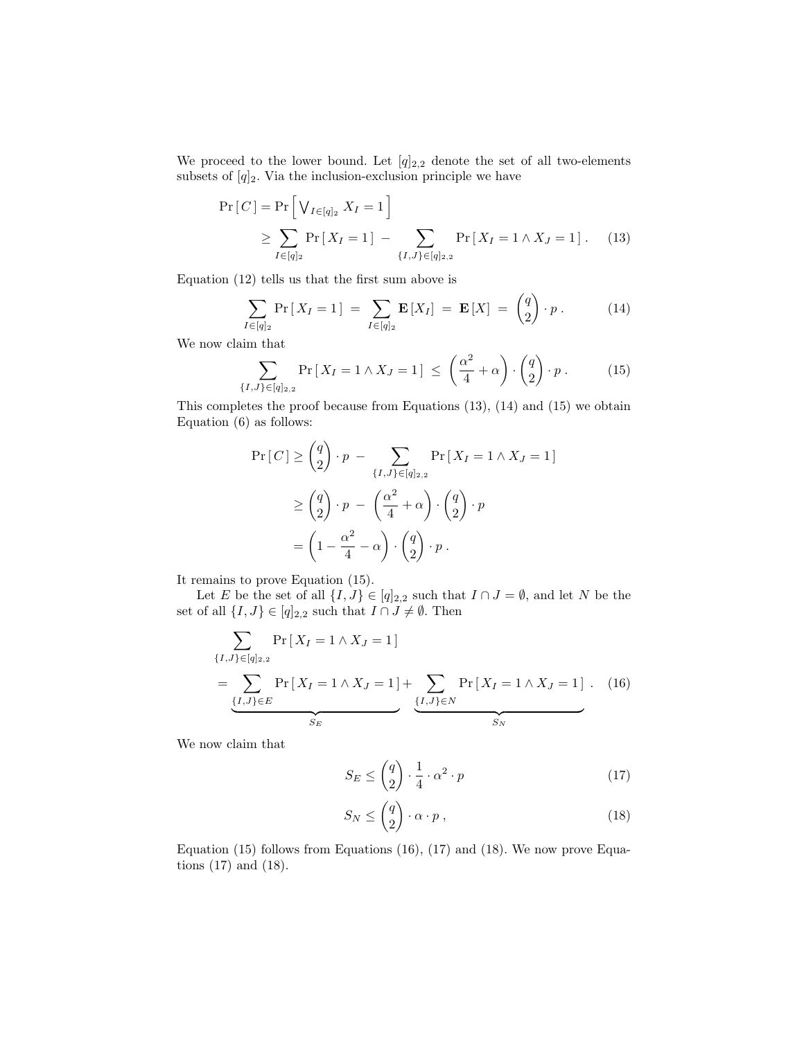We proceed to the lower bound. Let $[q]_{2,2}$ denote the set of all two-elements subsets of $[q]_2$. Via the inclusion-exclusion principle we have

$$\begin{aligned}\Pr[\,C\,] &= \Pr\Big[\bigvee_{I\in[q]_2} X_I = 1\Big] \\ &\geq \sum_{I\in[q]_2} \Pr[\,X_I = 1\,] \;-\; \sum_{\{I,J\}\in[q]_{2,2}} \Pr[\,X_I = 1 \wedge X_J = 1\,]\,. \qquad (13)\end{aligned}$$

Equation (12) tells us that the first sum above is

$$\sum_{I\in[q]_2} \Pr[\,X_I = 1\,] \;=\; \sum_{I\in[q]_2} \mathbf{E}[X_I] \;=\; \mathbf{E}[X] \;=\; \binom{q}{2}\cdot p\,. \qquad (14)$$

We now claim that

$$\sum_{\{I,J\}\in[q]_{2,2}} \Pr[\,X_I = 1 \wedge X_J = 1\,] \;\leq\; \left(\frac{\alpha^2}{4}+\alpha\right)\cdot\binom{q}{2}\cdot p\,. \qquad (15)$$

This completes the proof because from Equations (13), (14) and (15) we obtain Equation (6) as follows:

$$\begin{aligned}\Pr[\,C\,] &\geq \binom{q}{2}\cdot p \;-\; \sum_{\{I,J\}\in[q]_{2,2}} \Pr[\,X_I = 1 \wedge X_J = 1\,] \\ &\geq \binom{q}{2}\cdot p \;-\; \left(\frac{\alpha^2}{4}+\alpha\right)\cdot\binom{q}{2}\cdot p \\ &= \left(1-\frac{\alpha^2}{4}-\alpha\right)\cdot\binom{q}{2}\cdot p\,.\end{aligned}$$

It remains to prove Equation (15).

Let $E$ be the set of all $\{I,J\}\in[q]_{2,2}$ such that $I\cap J=\emptyset$, and let $N$ be the set of all $\{I,J\}\in[q]_{2,2}$ such that $I\cap J\neq\emptyset$. Then

$$\begin{aligned}&\sum_{\{I,J\}\in[q]_{2,2}} \Pr[\,X_I = 1 \wedge X_J = 1\,] \\ &= \underbrace{\sum_{\{I,J\}\in E} \Pr[\,X_I = 1 \wedge X_J = 1\,]}_{S_E} + \underbrace{\sum_{\{I,J\}\in N} \Pr[\,X_I = 1 \wedge X_J = 1\,]}_{S_N}\,. \qquad (16)\end{aligned}$$

We now claim that

$$S_E \leq \binom{q}{2}\cdot\frac{1}{4}\cdot\alpha^2\cdot p \qquad (17)$$

$$S_N \leq \binom{q}{2}\cdot\alpha\cdot p\,, \qquad (18)$$

Equation (15) follows from Equations (16), (17) and (18). We now prove Equations (17) and (18).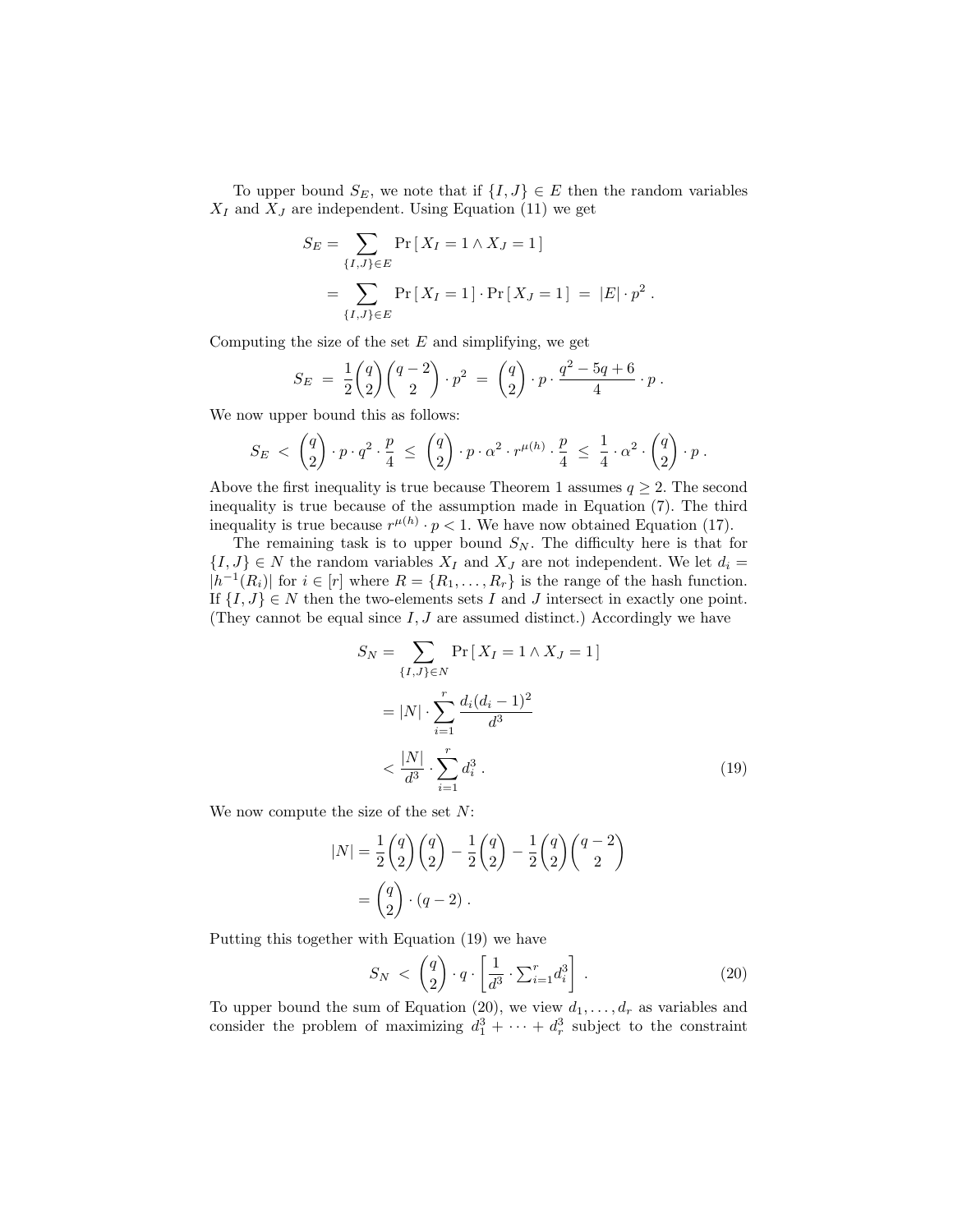To upper bound $S_E$, we note that if $\{I, J\} \in E$ then the random variables $X_I$ and $X_J$ are independent. Using Equation (11) we get

$$
\begin{aligned}
S_E &= \sum_{\{I,J\} \in E} \Pr\left[\, X_I = 1 \wedge X_J = 1 \,\right] \\
&= \sum_{\{I,J\} \in E} \Pr\left[\, X_I = 1 \,\right] \cdot \Pr\left[\, X_J = 1 \,\right] \;=\; |E| \cdot p^2 \, .
\end{aligned}
$$

Computing the size of the set $E$ and simplifying, we get

$$
S_E \;=\; \frac{1}{2}\binom{q}{2}\binom{q-2}{2} \cdot p^2 \;=\; \binom{q}{2} \cdot p \cdot \frac{q^2 - 5q + 6}{4} \cdot p \, .
$$

We now upper bound this as follows:

$$
S_E \;<\; \binom{q}{2} \cdot p \cdot q^2 \cdot \frac{p}{4} \;\leq\; \binom{q}{2} \cdot p \cdot \alpha^2 \cdot r^{\mu(h)} \cdot \frac{p}{4} \;\leq\; \frac{1}{4} \cdot \alpha^2 \cdot \binom{q}{2} \cdot p \, .
$$

Above the first inequality is true because Theorem 1 assumes $q \geq 2$. The second inequality is true because of the assumption made in Equation (7). The third inequality is true because $r^{\mu(h)} \cdot p < 1$. We have now obtained Equation (17).

The remaining task is to upper bound $S_N$. The difficulty here is that for $\{I, J\} \in N$ the random variables $X_I$ and $X_J$ are not independent. We let $d_i = |h^{-1}(R_i)|$ for $i \in [r]$ where $R = \{R_1, \ldots, R_r\}$ is the range of the hash function. If $\{I, J\} \in N$ then the two-elements sets $I$ and $J$ intersect in exactly one point. (They cannot be equal since $I, J$ are assumed distinct.) Accordingly we have

$$
\begin{aligned}
S_N &= \sum_{\{I,J\} \in N} \Pr\left[\, X_I = 1 \wedge X_J = 1 \,\right] \\
&= |N| \cdot \sum_{i=1}^{r} \frac{d_i(d_i - 1)^2}{d^3} \\
&< \frac{|N|}{d^3} \cdot \sum_{i=1}^{r} d_i^3 \, . \qquad (19)
\end{aligned}
$$

We now compute the size of the set $N$:

$$
\begin{aligned}
|N| &= \frac{1}{2}\binom{q}{2}\binom{q}{2} - \frac{1}{2}\binom{q}{2} - \frac{1}{2}\binom{q}{2}\binom{q-2}{2} \\
&= \binom{q}{2} \cdot (q - 2) \, .
\end{aligned}
$$

Putting this together with Equation (19) we have

$$
S_N \;<\; \binom{q}{2} \cdot q \cdot \left[ \frac{1}{d^3} \cdot \sum_{i=1}^{r} d_i^3 \right] . \qquad (20)
$$

To upper bound the sum of Equation (20), we view $d_1, \ldots, d_r$ as variables and consider the problem of maximizing $d_1^3 + \cdots + d_r^3$ subject to the constraint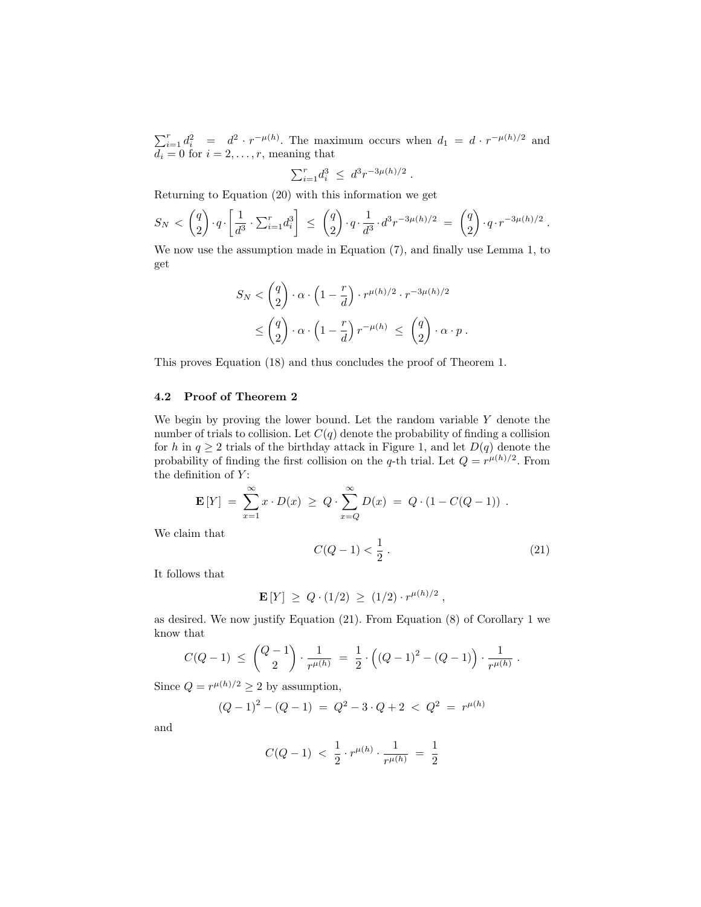$\sum_{i=1}^{r} d_i^2 = d^2 \cdot r^{-\mu(h)}$. The maximum occurs when $d_1 = d \cdot r^{-\mu(h)/2}$ and $d_i = 0$ for $i = 2, \ldots, r$, meaning that

$$\sum_{i=1}^{r} d_i^3 \le d^3 r^{-3\mu(h)/2} .$$

Returning to Equation (20) with this information we get

$$S_N < \binom{q}{2} \cdot q \cdot \left[ \frac{1}{d^3} \cdot \sum_{i=1}^{r} d_i^3 \right] \le \binom{q}{2} \cdot q \cdot \frac{1}{d^3} \cdot d^3 r^{-3\mu(h)/2} = \binom{q}{2} \cdot q \cdot r^{-3\mu(h)/2} .$$

We now use the assumption made in Equation (7), and finally use Lemma 1, to get

$$\begin{aligned} S_N &< \binom{q}{2} \cdot \alpha \cdot \left(1 - \frac{r}{d}\right) \cdot r^{\mu(h)/2} \cdot r^{-3\mu(h)/2} \\ &\le \binom{q}{2} \cdot \alpha \cdot \left(1 - \frac{r}{d}\right) r^{-\mu(h)} \le \binom{q}{2} \cdot \alpha \cdot p . \end{aligned}$$

This proves Equation (18) and thus concludes the proof of Theorem 1.

### 4.2 Proof of Theorem 2

We begin by proving the lower bound. Let the random variable $Y$ denote the number of trials to collision. Let $C(q)$ denote the probability of finding a collision for $h$ in $q \ge 2$ trials of the birthday attack in Figure 1, and let $D(q)$ denote the probability of finding the first collision on the $q$-th trial. Let $Q = r^{\mu(h)/2}$. From the definition of $Y$:

$$\mathbf{E}[Y] = \sum_{x=1}^{\infty} x \cdot D(x) \ge Q \cdot \sum_{x=Q}^{\infty} D(x) = Q \cdot (1 - C(Q-1)) .$$

We claim that

$$C(Q-1) < \frac{1}{2} . \tag{21}$$

It follows that

$$\mathbf{E}[Y] \ge Q \cdot (1/2) \ge (1/2) \cdot r^{\mu(h)/2} ,$$

as desired. We now justify Equation (21). From Equation (8) of Corollary 1 we know that

$$C(Q-1) \le \binom{Q-1}{2} \cdot \frac{1}{r^{\mu(h)}} = \frac{1}{2} \cdot \left( (Q-1)^2 - (Q-1) \right) \cdot \frac{1}{r^{\mu(h)}} .$$

Since $Q = r^{\mu(h)/2} \ge 2$ by assumption,

$$(Q-1)^2 - (Q-1) = Q^2 - 3 \cdot Q + 2 < Q^2 = r^{\mu(h)}$$

and

$$C(Q-1) < \frac{1}{2} \cdot r^{\mu(h)} \cdot \frac{1}{r^{\mu(h)}} = \frac{1}{2}$$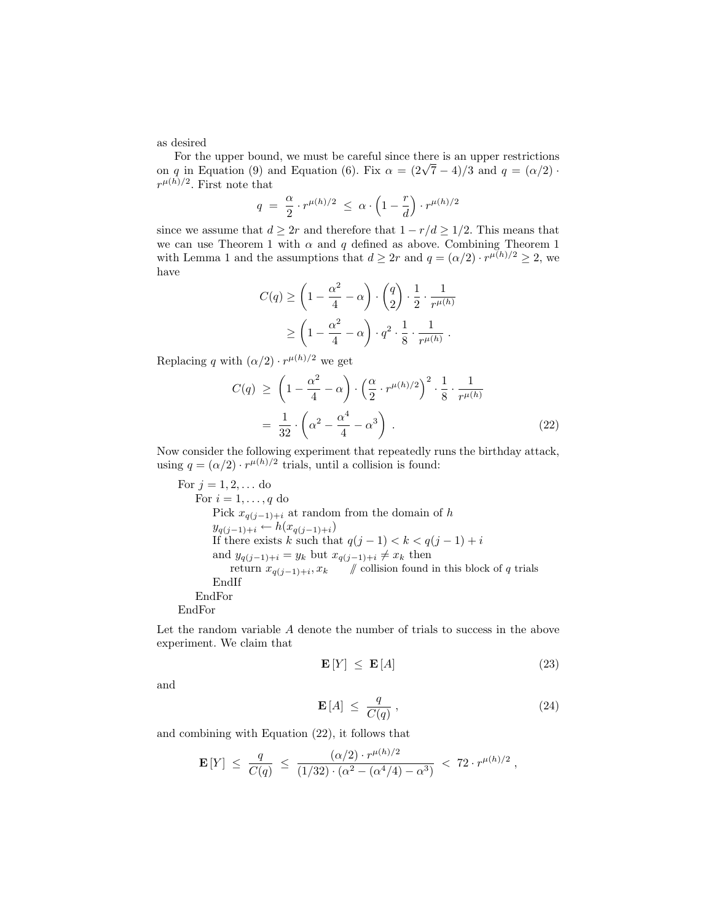as desired

For the upper bound, we must be careful since there is an upper restrictions on $q$ in Equation (9) and Equation (6). Fix $\alpha = (2\sqrt{7}-4)/3$ and $q = (\alpha/2) \cdot r^{\mu(h)/2}$. First note that

$$q \;=\; \frac{\alpha}{2} \cdot r^{\mu(h)/2} \;\leq\; \alpha \cdot \left(1 - \frac{r}{d}\right) \cdot r^{\mu(h)/2}$$

since we assume that $d \geq 2r$ and therefore that $1 - r/d \geq 1/2$. This means that we can use Theorem 1 with $\alpha$ and $q$ defined as above. Combining Theorem 1 with Lemma 1 and the assumptions that $d \geq 2r$ and $q = (\alpha/2) \cdot r^{\mu(h)/2} \geq 2$, we have

$$\begin{aligned} C(q) &\geq \left(1 - \frac{\alpha^2}{4} - \alpha\right) \cdot \binom{q}{2} \cdot \frac{1}{2} \cdot \frac{1}{r^{\mu(h)}} \\ &\geq \left(1 - \frac{\alpha^2}{4} - \alpha\right) \cdot q^2 \cdot \frac{1}{8} \cdot \frac{1}{r^{\mu(h)}} \ . \end{aligned}$$

Replacing $q$ with $(\alpha/2) \cdot r^{\mu(h)/2}$ we get

$$\begin{aligned} C(q) \;&\geq\; \left(1 - \frac{\alpha^2}{4} - \alpha\right) \cdot \left(\frac{\alpha}{2} \cdot r^{\mu(h)/2}\right)^2 \cdot \frac{1}{8} \cdot \frac{1}{r^{\mu(h)}} \\ &=\; \frac{1}{32} \cdot \left(\alpha^2 - \frac{\alpha^4}{4} - \alpha^3\right) \ . \end{aligned} \tag{22}$$

Now consider the following experiment that repeatedly runs the birthday attack, using $q = (\alpha/2) \cdot r^{\mu(h)/2}$ trials, until a collision is found:

```
For j = 1, 2, ... do
    For i = 1, ..., q do
        Pick x_{q(j-1)+i} at random from the domain of h
        y_{q(j-1)+i} ← h(x_{q(j-1)+i})
        If there exists k such that q(j-1) < k < q(j-1) + i
        and y_{q(j-1)+i} = y_k but x_{q(j-1)+i} ≠ x_k then
            return x_{q(j-1)+i}, x_k     // collision found in this block of q trials
        EndIf
    EndFor
EndFor
```

Let the random variable $A$ denote the number of trials to success in the above experiment. We claim that

$$\mathbf{E}[Y] \;\leq\; \mathbf{E}[A] \tag{23}$$

and

$$\mathbf{E}[A] \;\leq\; \frac{q}{C(q)} \ , \tag{24}$$

and combining with Equation (22), it follows that

$$\mathbf{E}[Y] \;\leq\; \frac{q}{C(q)} \;\leq\; \frac{(\alpha/2) \cdot r^{\mu(h)/2}}{(1/32) \cdot (\alpha^2 - (\alpha^4/4) - \alpha^3)} \;<\; 72 \cdot r^{\mu(h)/2} \ ,$$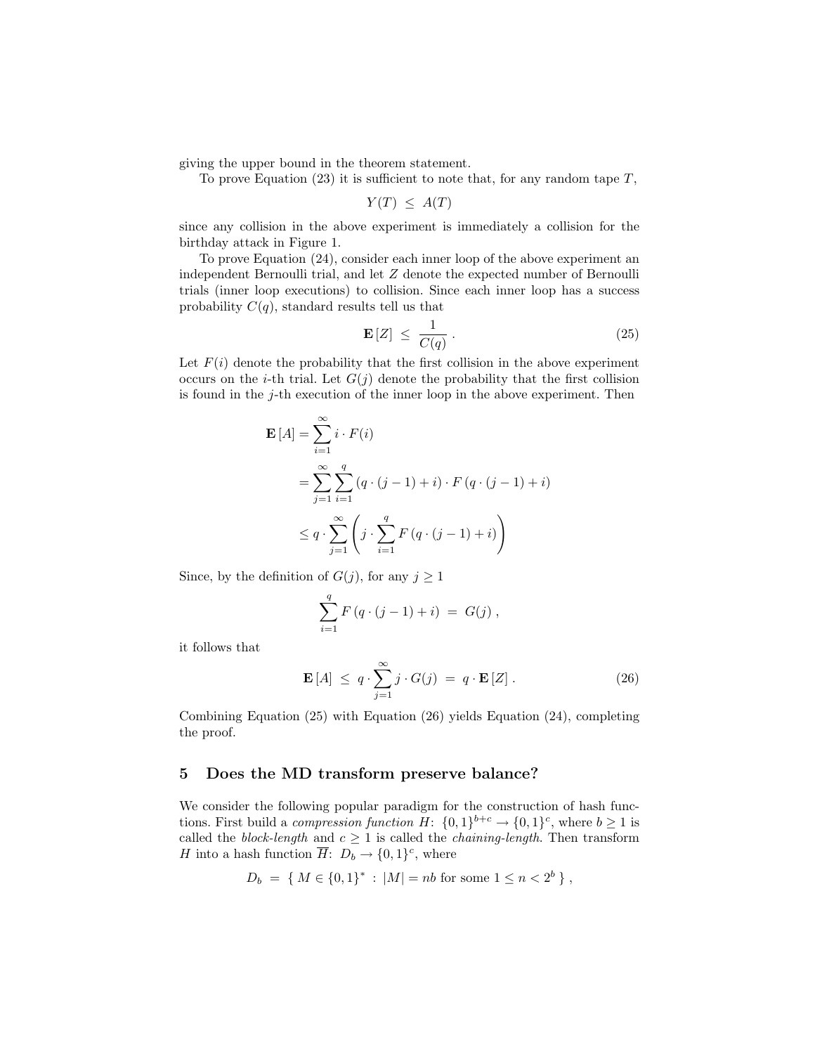giving the upper bound in the theorem statement.

To prove Equation (23) it is sufficient to note that, for any random tape $T$,

$$Y(T) \;\leq\; A(T)$$

since any collision in the above experiment is immediately a collision for the birthday attack in Figure 1.

To prove Equation (24), consider each inner loop of the above experiment an independent Bernoulli trial, and let $Z$ denote the expected number of Bernoulli trials (inner loop executions) to collision. Since each inner loop has a success probability $C(q)$, standard results tell us that

$$\mathbf{E}\left[Z\right] \;\leq\; \frac{1}{C(q)} \, . \tag{25}$$

Let $F(i)$ denote the probability that the first collision in the above experiment occurs on the $i$-th trial. Let $G(j)$ denote the probability that the first collision is found in the $j$-th execution of the inner loop in the above experiment. Then

$$\begin{aligned}
\mathbf{E}\left[A\right] &= \sum_{i=1}^{\infty} i \cdot F(i) \\
&= \sum_{j=1}^{\infty} \sum_{i=1}^{q} \left(q \cdot (j-1) + i\right) \cdot F\left(q \cdot (j-1) + i\right) \\
&\leq q \cdot \sum_{j=1}^{\infty} \left( j \cdot \sum_{i=1}^{q} F\left(q \cdot (j-1) + i\right) \right)
\end{aligned}$$

Since, by the definition of $G(j)$, for any $j \geq 1$

$$\sum_{i=1}^{q} F\left(q \cdot (j-1) + i\right) \;=\; G(j) \, ,$$

it follows that

$$\mathbf{E}\left[A\right] \;\leq\; q \cdot \sum_{j=1}^{\infty} j \cdot G(j) \;=\; q \cdot \mathbf{E}\left[Z\right] . \tag{26}$$

Combining Equation (25) with Equation (26) yields Equation (24), completing the proof.

## 5 Does the MD transform preserve balance?

We consider the following popular paradigm for the construction of hash functions. First build a *compression function* $H\colon \{0,1\}^{b+c} \to \{0,1\}^c$, where $b \geq 1$ is called the *block-length* and $c \geq 1$ is called the *chaining-length*. Then transform $H$ into a hash function $\overline{H}\colon D_b \to \{0,1\}^c$, where

$$D_b \;=\; \{\, M \in \{0,1\}^* \,:\, |M| = nb \text{ for some } 1 \leq n < 2^b \,\} \, ,$$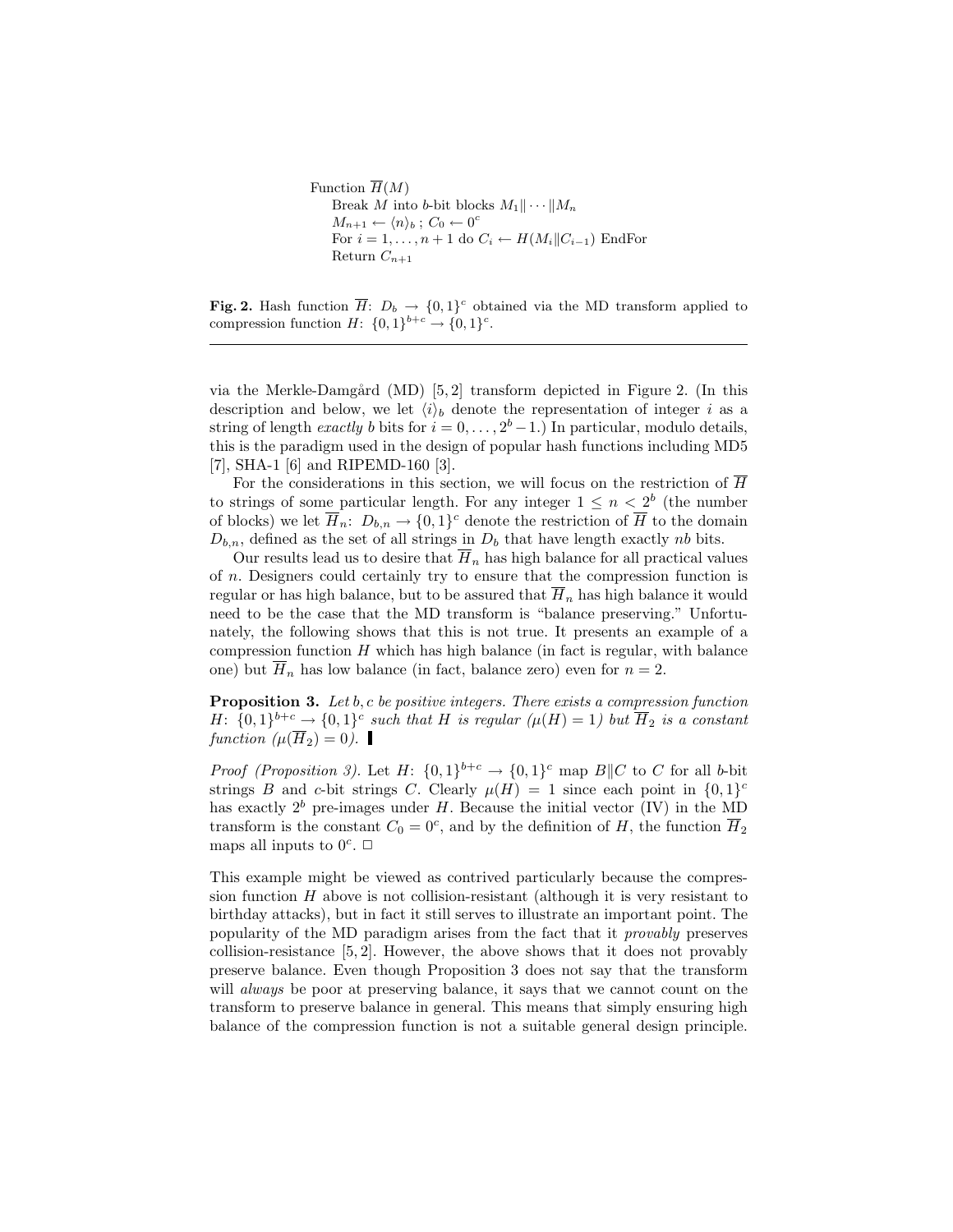```
Function $\overline{H}(M)$
    Break $M$ into $b$-bit blocks $M_1\|\cdots\|M_n$
    $M_{n+1} \leftarrow \langle n \rangle_b$ ; $C_0 \leftarrow 0^c$
    For $i = 1, \ldots, n+1$ do $C_i \leftarrow H(M_i \| C_{i-1})$ EndFor
    Return $C_{n+1}$
```

**Fig. 2.** Hash function $\overline{H}$: $D_b \rightarrow \{0,1\}^c$ obtained via the MD transform applied to compression function $H$: $\{0,1\}^{b+c} \rightarrow \{0,1\}^c$.

---

via the Merkle-Damgård (MD) [5, 2] transform depicted in Figure 2. (In this description and below, we let $\langle i \rangle_b$ denote the representation of integer $i$ as a string of length *exactly* $b$ bits for $i = 0, \ldots, 2^b - 1$.) In particular, modulo details, this is the paradigm used in the design of popular hash functions including MD5 [7], SHA-1 [6] and RIPEMD-160 [3].

For the considerations in this section, we will focus on the restriction of $\overline{H}$ to strings of some particular length. For any integer $1 \leq n < 2^b$ (the number of blocks) we let $\overline{H}_n$: $D_{b,n} \rightarrow \{0,1\}^c$ denote the restriction of $\overline{H}$ to the domain $D_{b,n}$, defined as the set of all strings in $D_b$ that have length exactly $nb$ bits.

Our results lead us to desire that $\overline{H}_n$ has high balance for all practical values of $n$. Designers could certainly try to ensure that the compression function is regular or has high balance, but to be assured that $\overline{H}_n$ has high balance it would need to be the case that the MD transform is "balance preserving." Unfortunately, the following shows that this is not true. It presents an example of a compression function $H$ which has high balance (in fact is regular, with balance one) but $\overline{H}_n$ has low balance (in fact, balance zero) even for $n = 2$.

**Proposition 3.** *Let $b, c$ be positive integers. There exists a compression function $H$: $\{0,1\}^{b+c} \rightarrow \{0,1\}^c$ such that $H$ is regular ($\mu(H) = 1$) but $\overline{H}_2$ is a constant function ($\mu(\overline{H}_2) = 0$).* ∎

*Proof (Proposition 3).* Let $H$: $\{0,1\}^{b+c} \rightarrow \{0,1\}^c$ map $B\|C$ to $C$ for all $b$-bit strings $B$ and $c$-bit strings $C$. Clearly $\mu(H) = 1$ since each point in $\{0,1\}^c$ has exactly $2^b$ pre-images under $H$. Because the initial vector (IV) in the MD transform is the constant $C_0 = 0^c$, and by the definition of $H$, the function $\overline{H}_2$ maps all inputs to $0^c$. □

This example might be viewed as contrived particularly because the compression function $H$ above is not collision-resistant (although it is very resistant to birthday attacks), but in fact it still serves to illustrate an important point. The popularity of the MD paradigm arises from the fact that it *provably* preserves collision-resistance [5, 2]. However, the above shows that it does not provably preserve balance. Even though Proposition 3 does not say that the transform will *always* be poor at preserving balance, it says that we cannot count on the transform to preserve balance in general. This means that simply ensuring high balance of the compression function is not a suitable general design principle.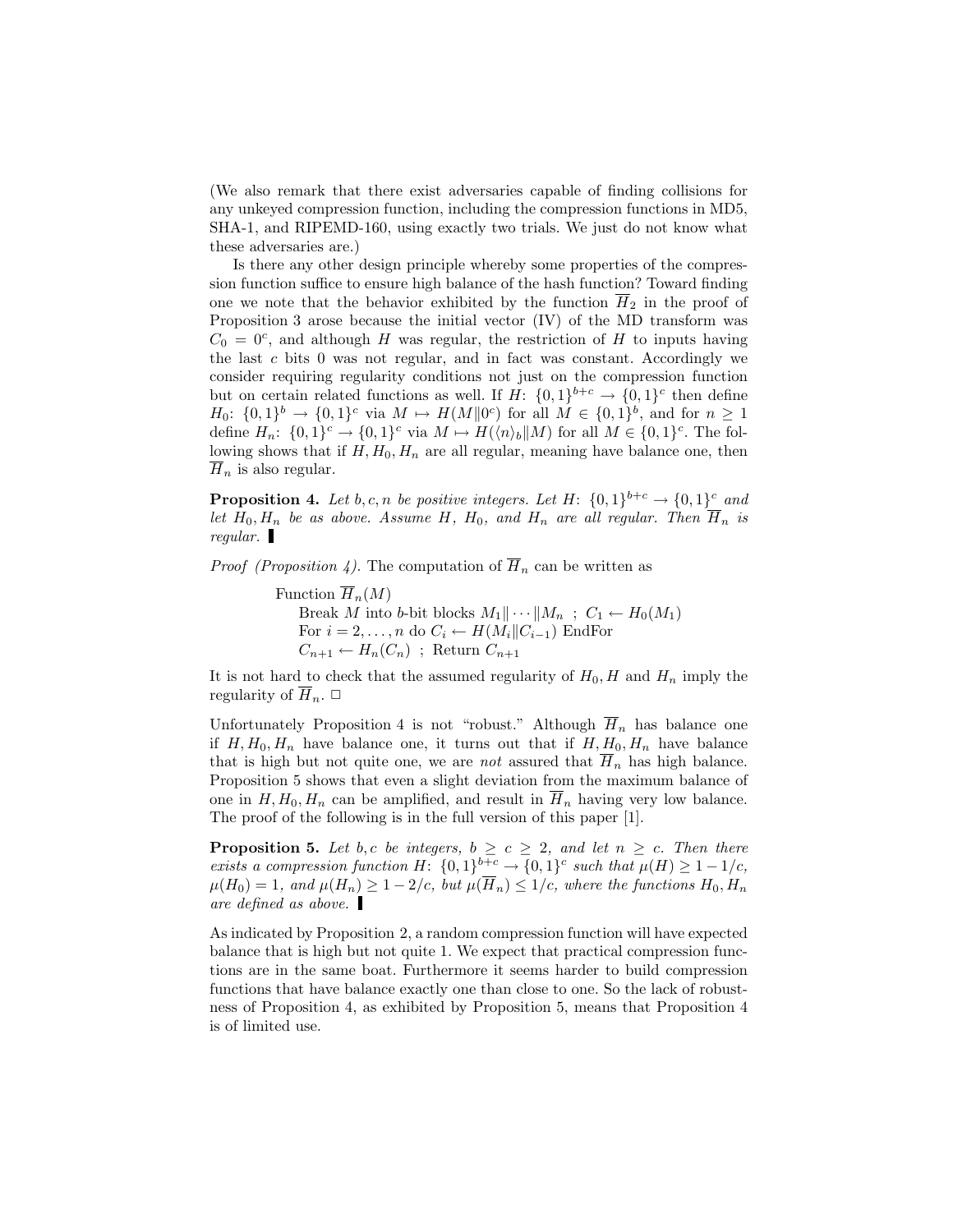(We also remark that there exist adversaries capable of finding collisions for any unkeyed compression function, including the compression functions in MD5, SHA-1, and RIPEMD-160, using exactly two trials. We just do not know what these adversaries are.)

Is there any other design principle whereby some properties of the compression function suffice to ensure high balance of the hash function? Toward finding one we note that the behavior exhibited by the function $\overline{H}_2$ in the proof of Proposition 3 arose because the initial vector (IV) of the MD transform was $C_0 = 0^c$, and although $H$ was regular, the restriction of $H$ to inputs having the last $c$ bits 0 was not regular, and in fact was constant. Accordingly we consider requiring regularity conditions not just on the compression function but on certain related functions as well. If $H\colon \{0,1\}^{b+c} \to \{0,1\}^c$ then define $H_0\colon \{0,1\}^b \to \{0,1\}^c$ via $M \mapsto H(M \| 0^c)$ for all $M \in \{0,1\}^b$, and for $n \geq 1$ define $H_n\colon \{0,1\}^c \to \{0,1\}^c$ via $M \mapsto H(\langle n \rangle_b \| M)$ for all $M \in \{0,1\}^c$. The following shows that if $H, H_0, H_n$ are all regular, meaning have balance one, then $\overline{H}_n$ is also regular.

**Proposition 4.** *Let $b, c, n$ be positive integers. Let $H\colon \{0,1\}^{b+c} \to \{0,1\}^c$ and let $H_0, H_n$ be as above. Assume $H$, $H_0$, and $H_n$ are all regular. Then $\overline{H}_n$ is regular.* ▮

*Proof (Proposition 4).* The computation of $\overline{H}_n$ can be written as

```
Function H̄_n(M)
    Break M into b-bit blocks M_1‖···‖M_n ; C_1 ← H_0(M_1)
    For i = 2,...,n do C_i ← H(M_i‖C_{i-1}) EndFor
    C_{n+1} ← H_n(C_n) ; Return C_{n+1}
```

It is not hard to check that the assumed regularity of $H_0, H$ and $H_n$ imply the regularity of $\overline{H}_n$. □

Unfortunately Proposition 4 is not "robust." Although $\overline{H}_n$ has balance one if $H, H_0, H_n$ have balance one, it turns out that if $H, H_0, H_n$ have balance that is high but not quite one, we are *not* assured that $\overline{H}_n$ has high balance. Proposition 5 shows that even a slight deviation from the maximum balance of one in $H, H_0, H_n$ can be amplified, and result in $\overline{H}_n$ having very low balance. The proof of the following is in the full version of this paper [1].

**Proposition 5.** *Let $b, c$ be integers, $b \geq c \geq 2$, and let $n \geq c$. Then there exists a compression function $H\colon \{0,1\}^{b+c} \to \{0,1\}^c$ such that $\mu(H) \geq 1 - 1/c$, $\mu(H_0) = 1$, and $\mu(H_n) \geq 1 - 2/c$, but $\mu(\overline{H}_n) \leq 1/c$, where the functions $H_0, H_n$ are defined as above.* ▮

As indicated by Proposition 2, a random compression function will have expected balance that is high but not quite 1. We expect that practical compression functions are in the same boat. Furthermore it seems harder to build compression functions that have balance exactly one than close to one. So the lack of robustness of Proposition 4, as exhibited by Proposition 5, means that Proposition 4 is of limited use.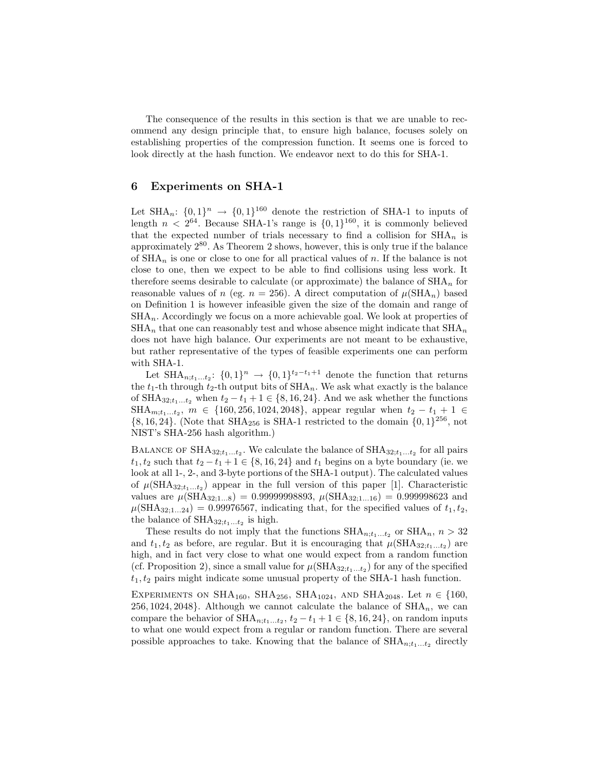The consequence of the results in this section is that we are unable to recommend any design principle that, to ensure high balance, focuses solely on establishing properties of the compression function. It seems one is forced to look directly at the hash function. We endeavor next to do this for SHA-1.

## 6 Experiments on SHA-1

Let $\text{SHA}_n\colon \{0,1\}^n \rightarrow \{0,1\}^{160}$ denote the restriction of SHA-1 to inputs of length $n < 2^{64}$. Because SHA-1's range is $\{0,1\}^{160}$, it is commonly believed that the expected number of trials necessary to find a collision for $\text{SHA}_n$ is approximately $2^{80}$. As Theorem 2 shows, however, this is only true if the balance of $\text{SHA}_n$ is one or close to one for all practical values of $n$. If the balance is not close to one, then we expect to be able to find collisions using less work. It therefore seems desirable to calculate (or approximate) the balance of $\text{SHA}_n$ for reasonable values of $n$ (eg. $n = 256$). A direct computation of $\mu(\text{SHA}_n)$ based on Definition 1 is however infeasible given the size of the domain and range of $\text{SHA}_n$. Accordingly we focus on a more achievable goal. We look at properties of $\text{SHA}_n$ that one can reasonably test and whose absence might indicate that $\text{SHA}_n$ does not have high balance. Our experiments are not meant to be exhaustive, but rather representative of the types of feasible experiments one can perform with SHA-1.

Let $\text{SHA}_{n;t_1\ldots t_2}\colon \{0,1\}^n \rightarrow \{0,1\}^{t_2-t_1+1}$ denote the function that returns the $t_1$-th through $t_2$-th output bits of $\text{SHA}_n$. We ask what exactly is the balance of $\text{SHA}_{32;t_1\ldots t_2}$ when $t_2 - t_1 + 1 \in \{8, 16, 24\}$. And we ask whether the functions $\text{SHA}_{m;t_1\ldots t_2}$, $m \in \{160, 256, 1024, 2048\}$, appear regular when $t_2 - t_1 + 1 \in \{8, 16, 24\}$. (Note that $\text{SHA}_{256}$ is SHA-1 restricted to the domain $\{0,1\}^{256}$, not NIST's SHA-256 hash algorithm.)

**Balance of $\text{SHA}_{32;t_1\ldots t_2}$.** We calculate the balance of $\text{SHA}_{32;t_1\ldots t_2}$ for all pairs $t_1, t_2$ such that $t_2 - t_1 + 1 \in \{8, 16, 24\}$ and $t_1$ begins on a byte boundary (ie. we look at all 1-, 2-, and 3-byte portions of the SHA-1 output). The calculated values of $\mu(\text{SHA}_{32;t_1\ldots t_2})$ appear in the full version of this paper [1]. Characteristic values are $\mu(\text{SHA}_{32;1\ldots 8}) = 0.99999998893$, $\mu(\text{SHA}_{32;1\ldots 16}) = 0.999998623$ and $\mu(\text{SHA}_{32;1\ldots 24}) = 0.99976567$, indicating that, for the specified values of $t_1, t_2$, the balance of $\text{SHA}_{32;t_1\ldots t_2}$ is high.

These results do not imply that the functions $\text{SHA}_{n;t_1\ldots t_2}$ or $\text{SHA}_n$, $n > 32$ and $t_1, t_2$ as before, are regular. But it is encouraging that $\mu(\text{SHA}_{32;t_1\ldots t_2})$ are high, and in fact very close to what one would expect from a random function (cf. Proposition 2), since a small value for $\mu(\text{SHA}_{32;t_1\ldots t_2})$ for any of the specified $t_1, t_2$ pairs might indicate some unusual property of the SHA-1 hash function.

**Experiments on $\text{SHA}_{160}$, $\text{SHA}_{256}$, $\text{SHA}_{1024}$, and $\text{SHA}_{2048}$.** Let $n \in \{160, 256, 1024, 2048\}$. Although we cannot calculate the balance of $\text{SHA}_n$, we can compare the behavior of $\text{SHA}_{n;t_1\ldots t_2}$, $t_2 - t_1 + 1 \in \{8, 16, 24\}$, on random inputs to what one would expect from a regular or random function. There are several possible approaches to take. Knowing that the balance of $\text{SHA}_{n;t_1\ldots t_2}$ directly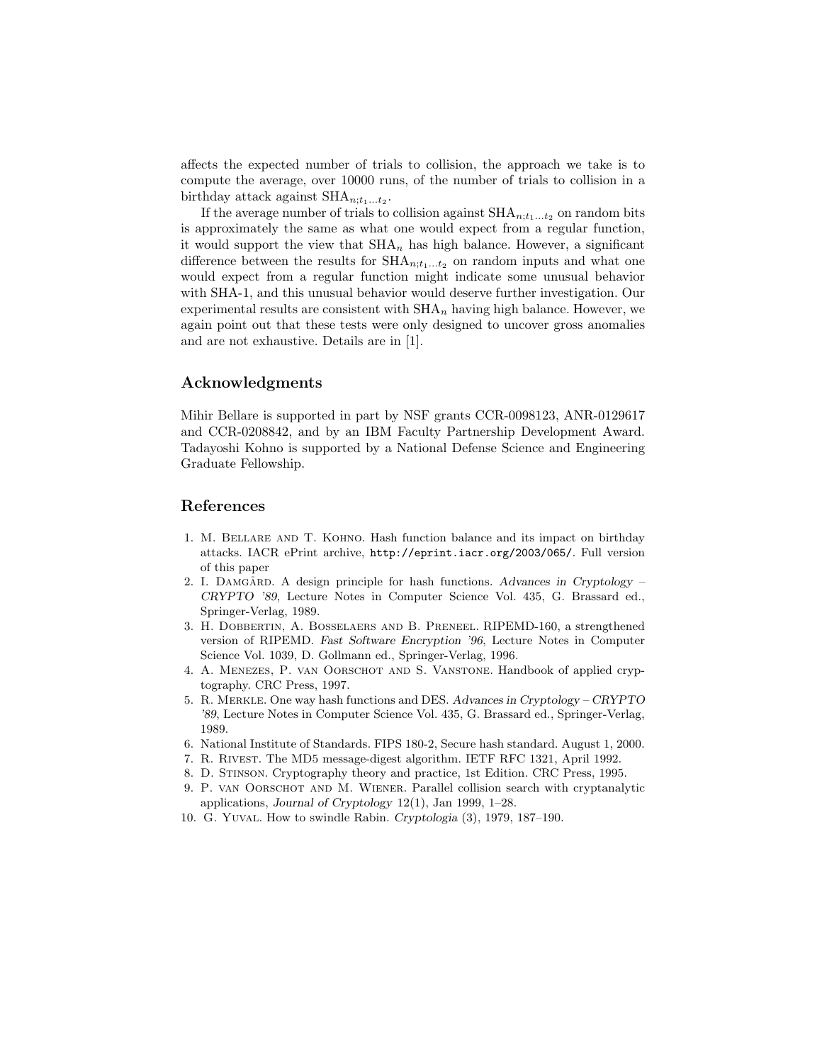affects the expected number of trials to collision, the approach we take is to compute the average, over 10000 runs, of the number of trials to collision in a birthday attack against $\mathrm{SHA}_{n;t_1...t_2}$.

If the average number of trials to collision against $\mathrm{SHA}_{n;t_1...t_2}$ on random bits is approximately the same as what one would expect from a regular function, it would support the view that $\mathrm{SHA}_n$ has high balance. However, a significant difference between the results for $\mathrm{SHA}_{n;t_1...t_2}$ on random inputs and what one would expect from a regular function might indicate some unusual behavior with SHA-1, and this unusual behavior would deserve further investigation. Our experimental results are consistent with $\mathrm{SHA}_n$ having high balance. However, we again point out that these tests were only designed to uncover gross anomalies and are not exhaustive. Details are in [1].

## Acknowledgments

Mihir Bellare is supported in part by NSF grants CCR-0098123, ANR-0129617 and CCR-0208842, and by an IBM Faculty Partnership Development Award. Tadayoshi Kohno is supported by a National Defense Science and Engineering Graduate Fellowship.

## References

1. M. Bellare and T. Kohno. Hash function balance and its impact on birthday attacks. IACR ePrint archive, http://eprint.iacr.org/2003/065/. Full version of this paper
2. I. Damgård. A design principle for hash functions. *Advances in Cryptology – CRYPTO '89*, Lecture Notes in Computer Science Vol. 435, G. Brassard ed., Springer-Verlag, 1989.
3. H. Dobbertin, A. Bosselaers and B. Preneel. RIPEMD-160, a strengthened version of RIPEMD. *Fast Software Encryption '96*, Lecture Notes in Computer Science Vol. 1039, D. Gollmann ed., Springer-Verlag, 1996.
4. A. Menezes, P. van Oorschot and S. Vanstone. Handbook of applied cryptography. CRC Press, 1997.
5. R. Merkle. One way hash functions and DES. *Advances in Cryptology – CRYPTO '89*, Lecture Notes in Computer Science Vol. 435, G. Brassard ed., Springer-Verlag, 1989.
6. National Institute of Standards. FIPS 180-2, Secure hash standard. August 1, 2000.
7. R. Rivest. The MD5 message-digest algorithm. IETF RFC 1321, April 1992.
8. D. Stinson. Cryptography theory and practice, 1st Edition. CRC Press, 1995.
9. P. van Oorschot and M. Wiener. Parallel collision search with cryptanalytic applications, *Journal of Cryptology* 12(1), Jan 1999, 1–28.
10. G. Yuval. How to swindle Rabin. *Cryptologia* (3), 1979, 187–190.